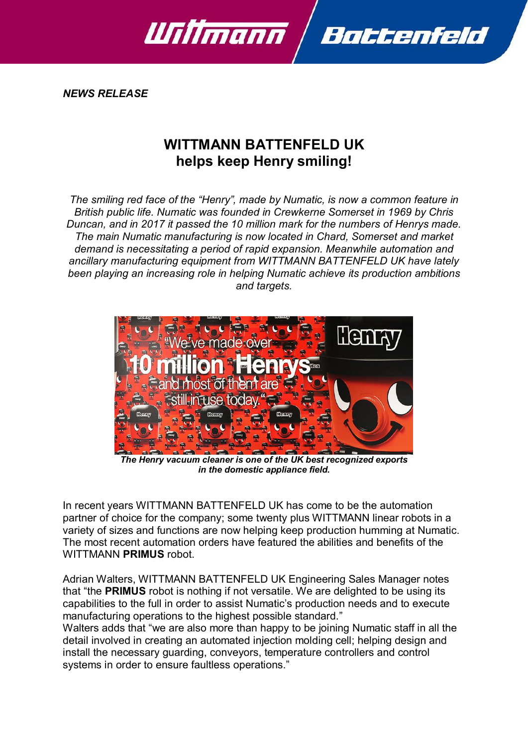*NEWS RELEASE*

# WITTMANN BATTENFELD UK helps keep Henry smiling!

*The smiling red face of the "Henry", made by Numatic, is now a common feature in British public life. Numatic was founded in Crewkerne Somerset in 1969 by Chris Duncan, and in 2017 it passed the 10 million mark for the numbers of Henrys made. The main Numatic manufacturing is now located in Chard, Somerset and market demand is necessitating a period of rapid expansion. Meanwhile automation and ancillary manufacturing equipment from WITTMANN BATTENFELD UK have lately been playing an increasing role in helping Numatic achieve its production ambitions and targets.*

***The Henry vacuum cleaner is one of the UK best recognized exports in the domestic appliance field.***

In recent years WITTMANN BATTENFELD UK has come to be the automation partner of choice for the company; some twenty plus WITTMANN linear robots in a variety of sizes and functions are now helping keep production humming at Numatic. The most recent automation orders have featured the abilities and benefits of the WITTMANN **PRIMUS** robot.

Adrian Walters, WITTMANN BATTENFELD UK Engineering Sales Manager notes that "the **PRIMUS** robot is nothing if not versatile. We are delighted to be using its capabilities to the full in order to assist Numatic's production needs and to execute manufacturing operations to the highest possible standard."
Walters adds that "we are also more than happy to be joining Numatic staff in all the detail involved in creating an automated injection molding cell; helping design and install the necessary guarding, conveyors, temperature controllers and control systems in order to ensure faultless operations."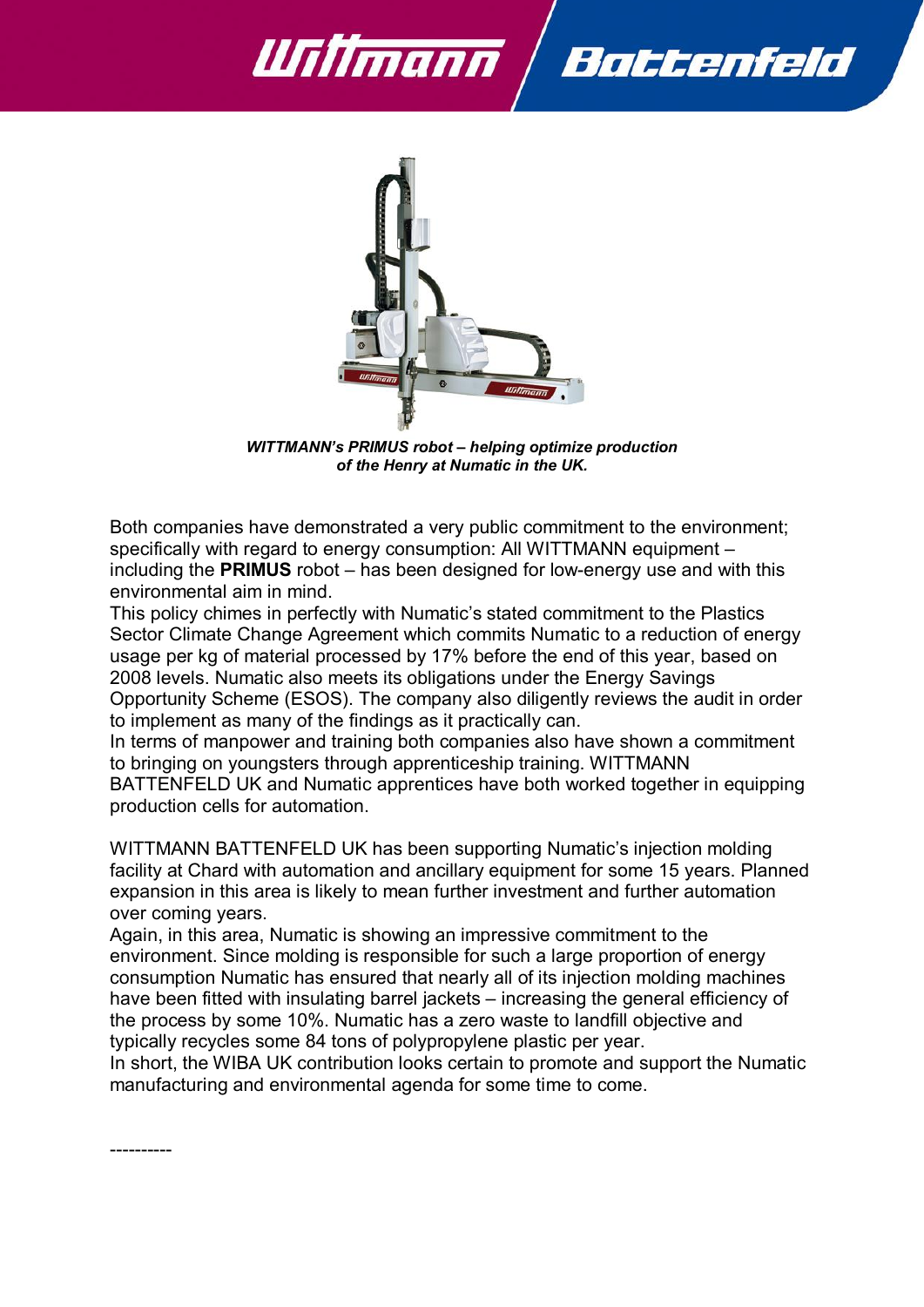*WITTMANN's PRIMUS robot – helping optimize production of the Henry at Numatic in the UK.*

Both companies have demonstrated a very public commitment to the environment; specifically with regard to energy consumption: All WITTMANN equipment – including the **PRIMUS** robot – has been designed for low-energy use and with this environmental aim in mind.
This policy chimes in perfectly with Numatic's stated commitment to the Plastics Sector Climate Change Agreement which commits Numatic to a reduction of energy usage per kg of material processed by 17% before the end of this year, based on 2008 levels. Numatic also meets its obligations under the Energy Savings Opportunity Scheme (ESOS). The company also diligently reviews the audit in order to implement as many of the findings as it practically can.
In terms of manpower and training both companies also have shown a commitment to bringing on youngsters through apprenticeship training. WITTMANN BATTENFELD UK and Numatic apprentices have both worked together in equipping production cells for automation.

WITTMANN BATTENFELD UK has been supporting Numatic's injection molding facility at Chard with automation and ancillary equipment for some 15 years. Planned expansion in this area is likely to mean further investment and further automation over coming years.
Again, in this area, Numatic is showing an impressive commitment to the environment. Since molding is responsible for such a large proportion of energy consumption Numatic has ensured that nearly all of its injection molding machines have been fitted with insulating barrel jackets – increasing the general efficiency of the process by some 10%. Numatic has a zero waste to landfill objective and typically recycles some 84 tons of polypropylene plastic per year.
In short, the WIBA UK contribution looks certain to promote and support the Numatic manufacturing and environmental agenda for some time to come.

----------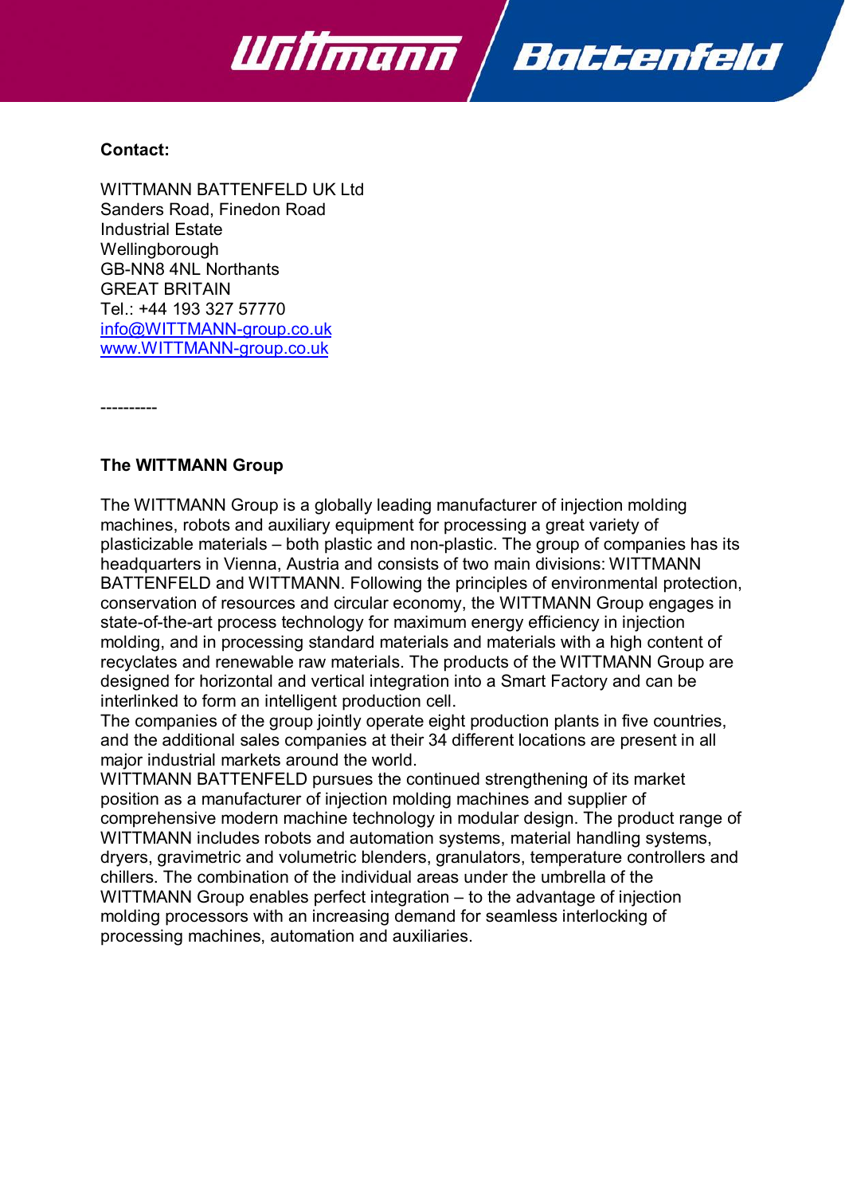**Contact:**

WITTMANN BATTENFELD UK Ltd
Sanders Road, Finedon Road
Industrial Estate
Wellingborough
GB-NN8 4NL Northants
GREAT BRITAIN
Tel.: +44 193 327 57770
info@WITTMANN-group.co.uk
www.WITTMANN-group.co.uk

----------

**The WITTMANN Group**

The WITTMANN Group is a globally leading manufacturer of injection molding machines, robots and auxiliary equipment for processing a great variety of plasticizable materials – both plastic and non-plastic. The group of companies has its headquarters in Vienna, Austria and consists of two main divisions: WITTMANN BATTENFELD and WITTMANN. Following the principles of environmental protection, conservation of resources and circular economy, the WITTMANN Group engages in state-of-the-art process technology for maximum energy efficiency in injection molding, and in processing standard materials and materials with a high content of recyclates and renewable raw materials. The products of the WITTMANN Group are designed for horizontal and vertical integration into a Smart Factory and can be interlinked to form an intelligent production cell.
The companies of the group jointly operate eight production plants in five countries, and the additional sales companies at their 34 different locations are present in all major industrial markets around the world.
WITTMANN BATTENFELD pursues the continued strengthening of its market position as a manufacturer of injection molding machines and supplier of comprehensive modern machine technology in modular design. The product range of WITTMANN includes robots and automation systems, material handling systems, dryers, gravimetric and volumetric blenders, granulators, temperature controllers and chillers. The combination of the individual areas under the umbrella of the WITTMANN Group enables perfect integration – to the advantage of injection molding processors with an increasing demand for seamless interlocking of processing machines, automation and auxiliaries.